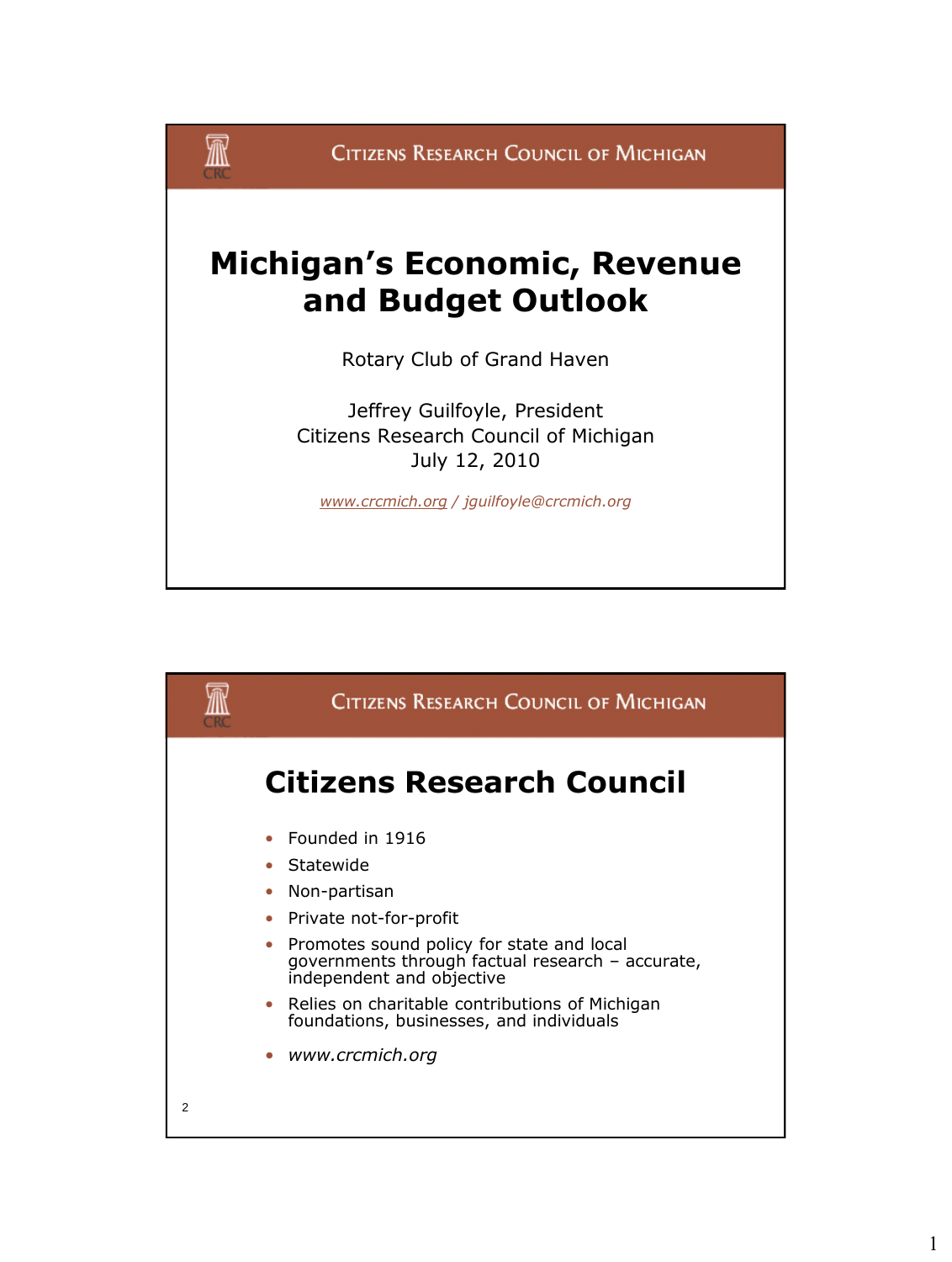# Michigan's Economic, Revenue and Budget Outlook

Rotary Club of Grand Haven

Jeffrey Guilfoyle, President
Citizens Research Council of Michigan
July 12, 2010

*www.crcmich.org / jguilfoyle@crcmich.org*

---

## Citizens Research Council

- Founded in 1916
- Statewide
- Non-partisan
- Private not-for-profit
- Promotes sound policy for state and local governments through factual research – accurate, independent and objective
- Relies on charitable contributions of Michigan foundations, businesses, and individuals
- *www.crcmich.org*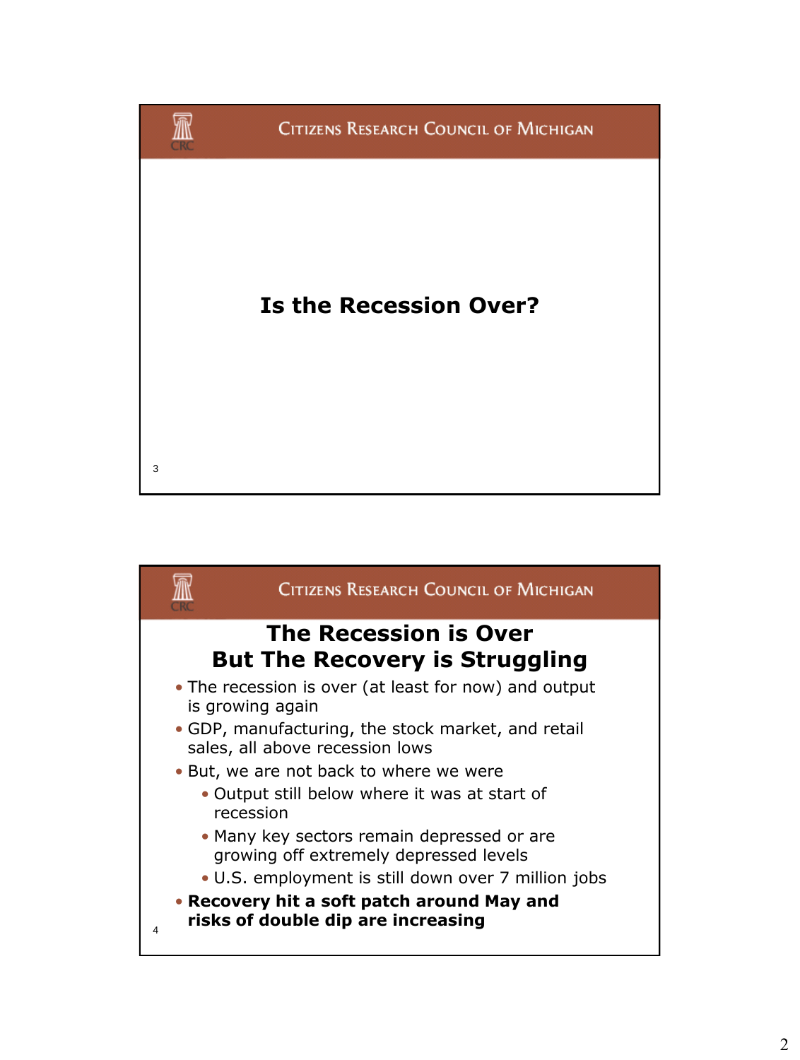## Is the Recession Over?

## The Recession is Over But The Recovery is Struggling

- The recession is over (at least for now) and output is growing again
- GDP, manufacturing, the stock market, and retail sales, all above recession lows
- But, we are not back to where we were
  - Output still below where it was at start of recession
  - Many key sectors remain depressed or are growing off extremely depressed levels
  - U.S. employment is still down over 7 million jobs
- **Recovery hit a soft patch around May and risks of double dip are increasing**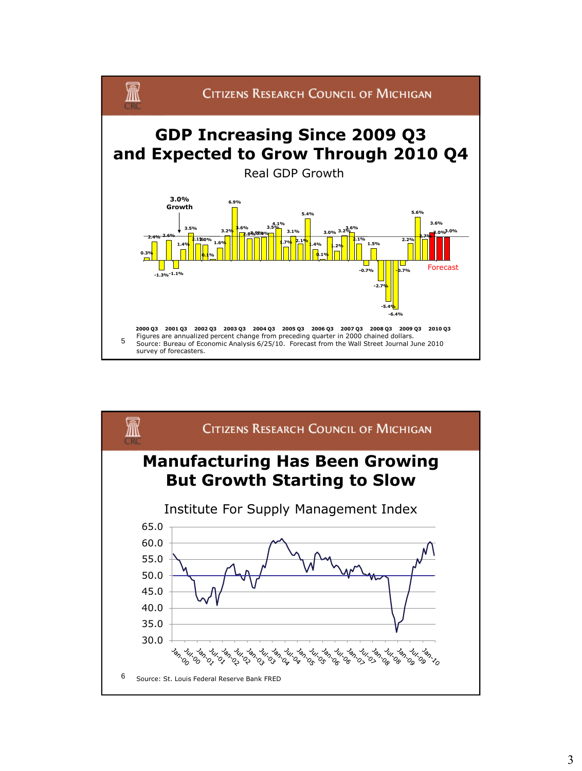## GDP Increasing Since 2009 Q3 and Expected to Grow Through 2010 Q4

Real GDP Growth

3.0% Growth

Forecast

2000 Q3 2001 Q3 2002 Q3 2003 Q3 2004 Q3 2005 Q3 2006 Q3 2007 Q3 2008 Q3 2009 Q3 2010 Q3

Figures are annualized percent change from preceding quarter in 2000 chained dollars.
Source: Bureau of Economic Analysis 6/25/10. Forecast from the Wall Street Journal June 2010 survey of forecasters.

## Manufacturing Has Been Growing But Growth Starting to Slow

Institute For Supply Management Index

Source: St. Louis Federal Reserve Bank FRED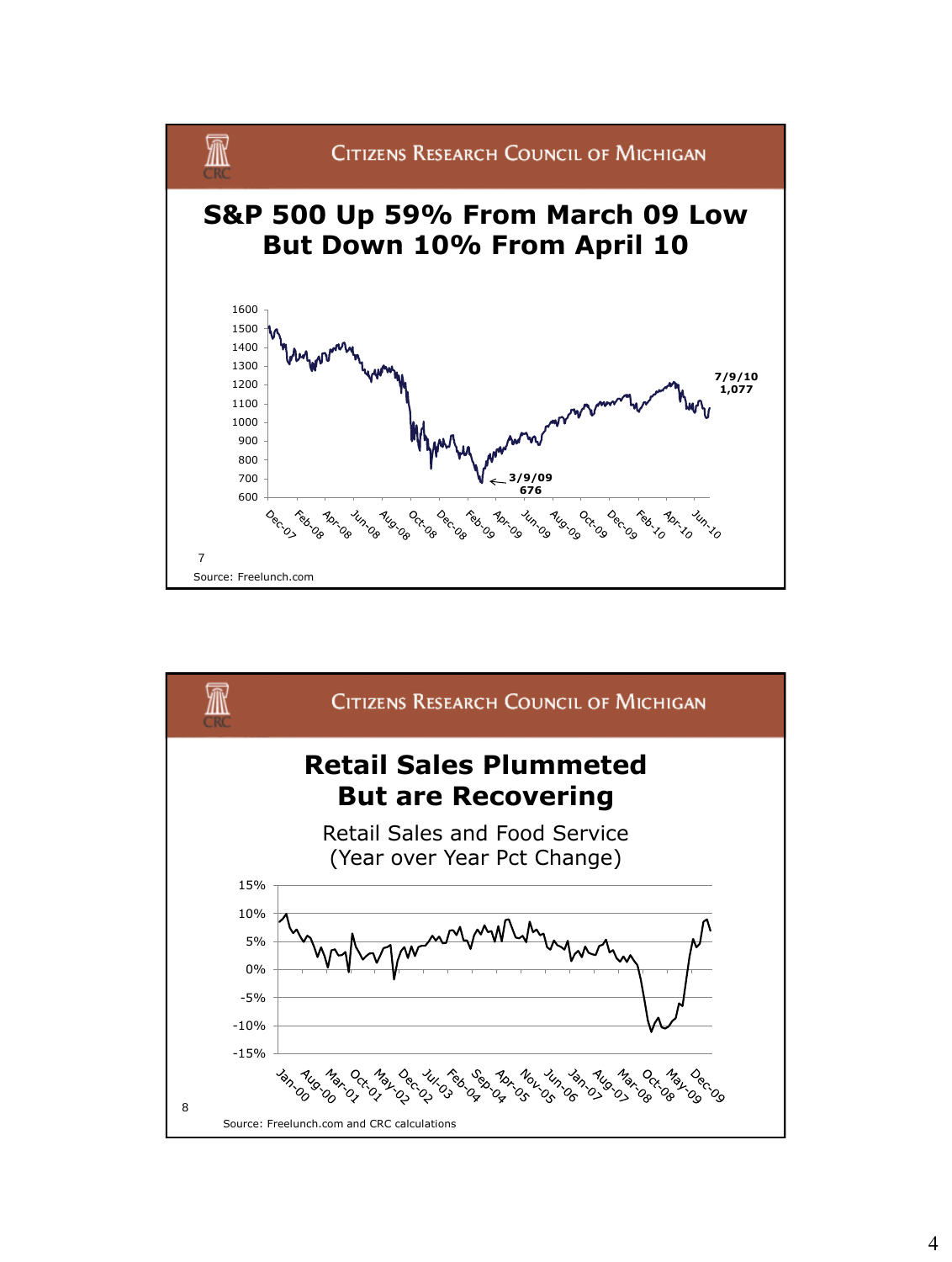## S&P 500 Up 59% From March 09 Low But Down 10% From April 10

1600
1500
1400
1300
1200
1100
1000
900
800
700
600

Dec-07 Feb-08 Apr-08 Jun-08 Aug-08 Oct-08 Dec-08 Feb-09 Apr-09 Jun-09 Aug-09 Oct-09 Dec-09 Feb-10 Apr-10 Jun-10

**7/9/10 1,077**

**3/9/09 676**

Source: Freelunch.com

## Retail Sales Plummeted But are Recovering

Retail Sales and Food Service
(Year over Year Pct Change)

15%
10%
5%
0%
-5%
-10%
-15%

Jan-00 Aug-00 Mar-01 Oct-01 May-02 Dec-02 Jul-03 Feb-04 Sep-04 Apr-05 Nov-05 Jun-06 Jan-07 Aug-07 Mar-08 Oct-08 May-09 Dec-09

Source: Freelunch.com and CRC calculations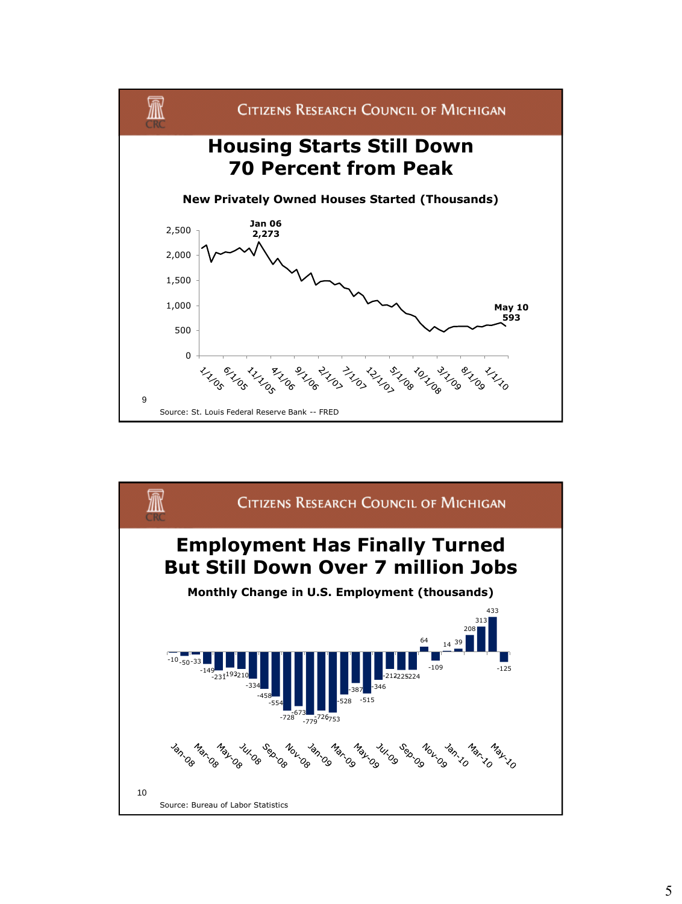## Citizens Research Council of Michigan

# Housing Starts Still Down 70 Percent from Peak

**New Privately Owned Houses Started (Thousands)**

Jan 06 2,273

May 10 593

2,500
2,000
1,500
1,000
500
0

1/1/05 6/1/05 11/1/05 4/1/06 9/1/06 2/1/07 7/1/07 12/1/07 5/1/08 10/1/08 3/1/09 8/1/09 1/1/10

9

Source: St. Louis Federal Reserve Bank -- FRED

## Citizens Research Council of Michigan

# Employment Has Finally Turned But Still Down Over 7 million Jobs

**Monthly Change in U.S. Employment (thousands)**

-10 -50 -33 -149 -231 -193 -210 -334 -458 -554 -728 -673 -779 -726 -753 -528 -387 -515 -346 -212 -225 -224 64 -109 14 39 208 313 433 -125

Jan-08 Mar-08 May-08 Jul-08 Sep-08 Nov-08 Jan-09 Mar-09 May-09 Jul-09 Sep-09 Nov-09 Jan-10 Mar-10 May-10

10

Source: Bureau of Labor Statistics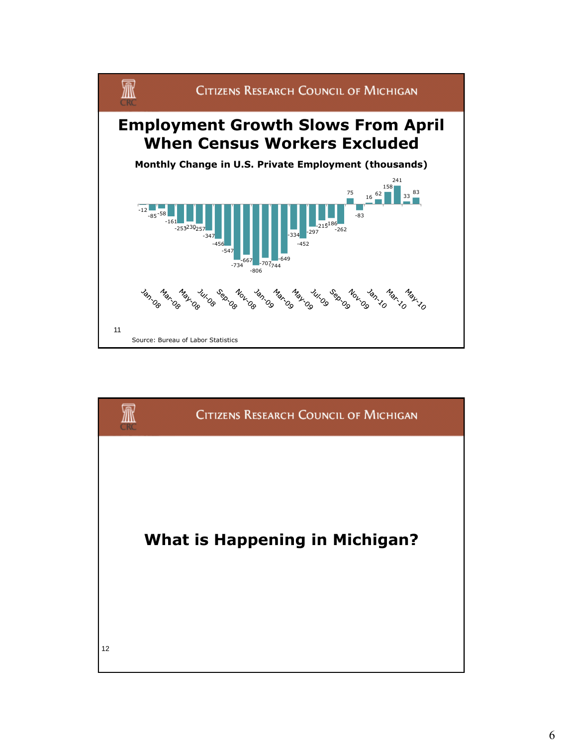Citizens Research Council of Michigan

## Employment Growth Slows From April When Census Workers Excluded

**Monthly Change in U.S. Private Employment (thousands)**

| Month | Change |
|---|---|
| Jan-08 | -12 |
| Feb-08 | -85 |
| Mar-08 | -58 |
| Apr-08 | -161 |
| May-08 | -253 |
| Jun-08 | -230 |
| Jul-08 | -257 |
| Aug-08 | -347 |
| Sep-08 | -456 |
| Oct-08 | -547 |
| Nov-08 | -734 |
| Dec-08 | -667 |
| Jan-09 | -806 |
| Feb-09 | -707 |
| Mar-09 | -744 |
| Apr-09 | -649 |
| May-09 | -334 |
| Jun-09 | -452 |
| Jul-09 | -297 |
| Aug-09 | -215 |
| Sep-09 | -186 |
| Oct-09 | -262 |
| Nov-09 | 75 |
| Dec-09 | -83 |
| Jan-10 | 16 |
| Feb-10 | 62 |
| Mar-10 | 158 |
| Apr-10 | 241 |
| May-10 | 33 |
| Jun-10 | 83 |

Source: Bureau of Labor Statistics

Citizens Research Council of Michigan

## What is Happening in Michigan?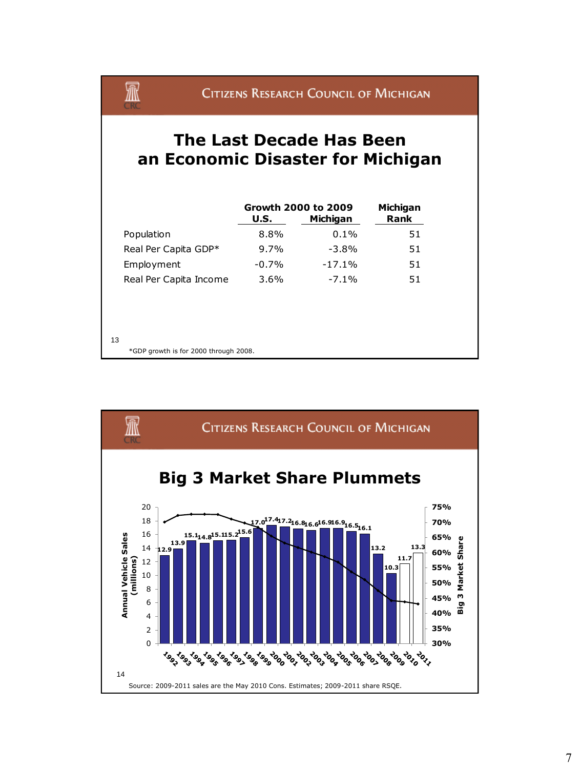Citizens Research Council of Michigan

## The Last Decade Has Been an Economic Disaster for Michigan

| | Growth 2000 to 2009 U.S. | Growth 2000 to 2009 Michigan | Michigan Rank |
|---|---|---|---|
| Population | 8.8% | 0.1% | 51 |
| Real Per Capita GDP* | 9.7% | -3.8% | 51 |
| Employment | -0.7% | -17.1% | 51 |
| Real Per Capita Income | 3.6% | -7.1% | 51 |

*GDP growth is for 2000 through 2008.

Citizens Research Council of Michigan

## Big 3 Market Share Plummets

| Year | Annual Vehicle Sales (millions) |
|---|---|
| 1992 | 12.9 |
| 1993 | 13.9 |
| 1994 | 15.1 |
| 1995 | 14.8 |
| 1996 | 15.1 |
| 1997 | 15.2 |
| 1998 | 15.6 |
| 1999 | 17.0 |
| 2000 | 17.4 |
| 2001 | 17.2 |
| 2002 | 16.8 |
| 2003 | 16.6 |
| 2004 | 16.9 |
| 2005 | 16.9 |
| 2006 | 16.5 |
| 2007 | 16.1 |
| 2008 | 13.2 |
| 2009 | 10.3 |
| 2010 | 11.7 |
| 2011 | 13.3 |

Source: 2009-2011 sales are the May 2010 Cons. Estimates; 2009-2011 share RSQE.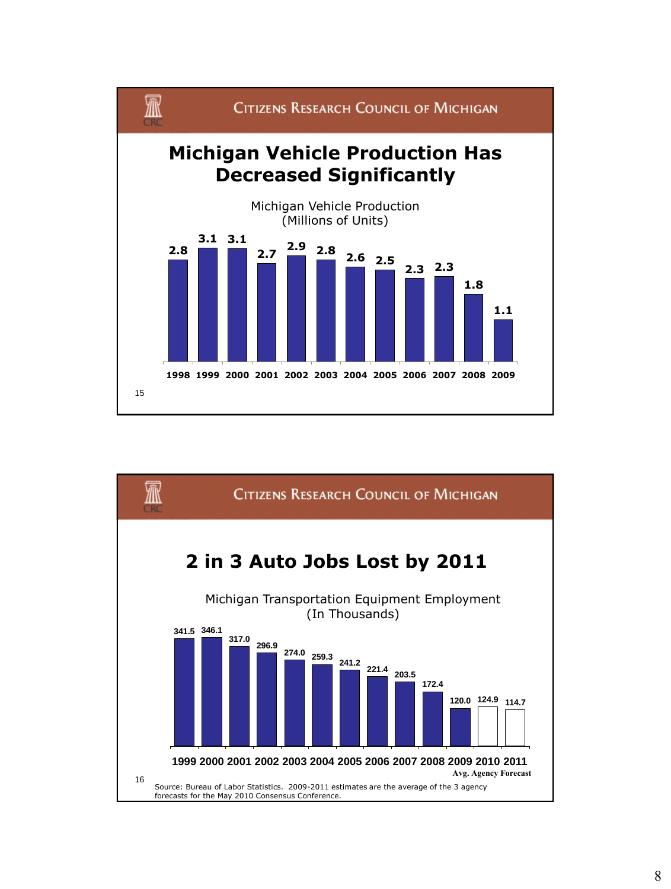Citizens Research Council of Michigan

## Michigan Vehicle Production Has Decreased Significantly

Michigan Vehicle Production
(Millions of Units)

| Year | 1998 | 1999 | 2000 | 2001 | 2002 | 2003 | 2004 | 2005 | 2006 | 2007 | 2008 | 2009 |
|---|---|---|---|---|---|---|---|---|---|---|---|---|
| Units | 2.8 | 3.1 | 3.1 | 2.7 | 2.9 | 2.8 | 2.6 | 2.5 | 2.3 | 2.3 | 1.8 | 1.1 |

15

Citizens Research Council of Michigan

## 2 in 3 Auto Jobs Lost by 2011

Michigan Transportation Equipment Employment
(In Thousands)

| Year | 1999 | 2000 | 2001 | 2002 | 2003 | 2004 | 2005 | 2006 | 2007 | 2008 | 2009 | 2010 | 2011 |
|---|---|---|---|---|---|---|---|---|---|---|---|---|---|
| Employment | 341.5 | 346.1 | 317.0 | 296.9 | 274.0 | 259.3 | 241.2 | 221.4 | 203.5 | 172.4 | 120.0 | 124.9 | 114.7 |

Avg. Agency Forecast

16

Source: Bureau of Labor Statistics. 2009-2011 estimates are the average of the 3 agency forecasts for the May 2010 Consensus Conference.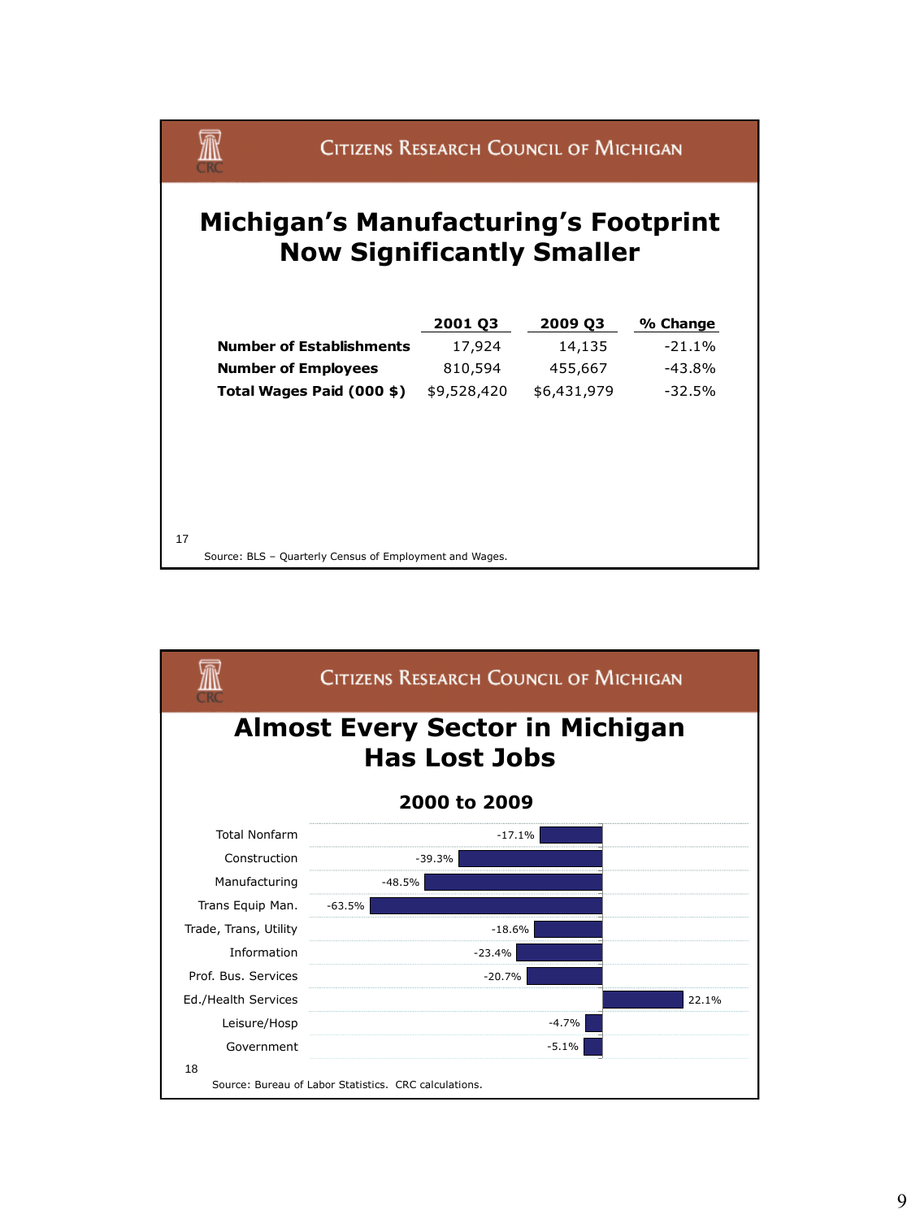Citizens Research Council of Michigan

# Michigan's Manufacturing's Footprint Now Significantly Smaller

| | 2001 Q3 | 2009 Q3 | % Change |
|---|---|---|---|
| **Number of Establishments** | 17,924 | 14,135 | -21.1% |
| **Number of Employees** | 810,594 | 455,667 | -43.8% |
| **Total Wages Paid (000 $)** | $9,528,420 | $6,431,979 | -32.5% |

17

Source: BLS – Quarterly Census of Employment and Wages.

Citizens Research Council of Michigan

# Almost Every Sector in Michigan Has Lost Jobs

## 2000 to 2009

| Sector | % Change |
|---|---|
| Total Nonfarm | -17.1% |
| Construction | -39.3% |
| Manufacturing | -48.5% |
| Trans Equip Man. | -63.5% |
| Trade, Trans, Utility | -18.6% |
| Information | -23.4% |
| Prof. Bus. Services | -20.7% |
| Ed./Health Services | 22.1% |
| Leisure/Hosp | -4.7% |
| Government | -5.1% |

18

Source: Bureau of Labor Statistics. CRC calculations.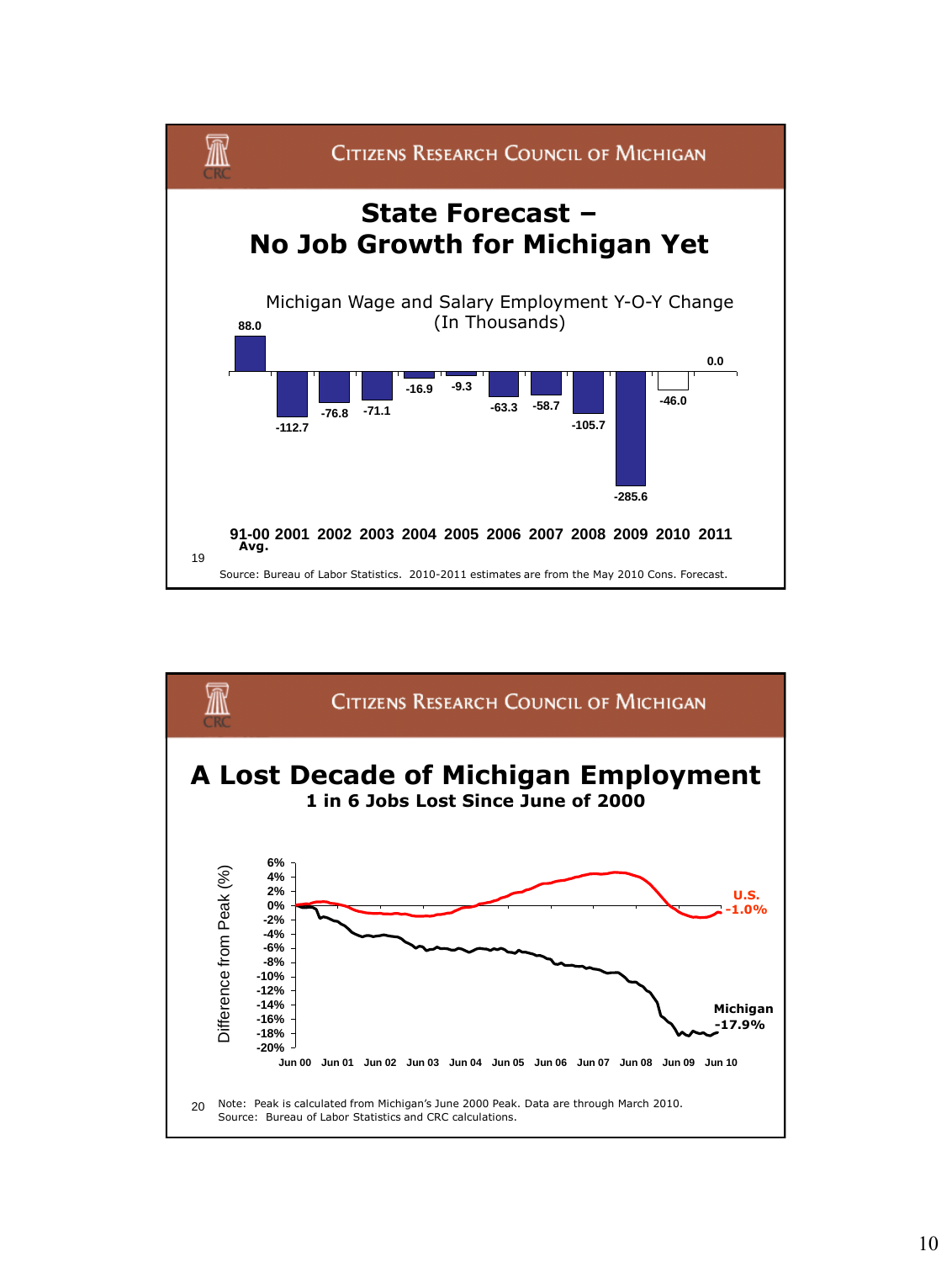Citizens Research Council of Michigan

## State Forecast – No Job Growth for Michigan Yet

Michigan Wage and Salary Employment Y-O-Y Change (In Thousands)

| 91-00 Avg. | 2001 | 2002 | 2003 | 2004 | 2005 | 2006 | 2007 | 2008 | 2009 | 2010 | 2011 |
|---|---|---|---|---|---|---|---|---|---|---|---|
| 88.0 | -112.7 | -76.8 | -71.1 | -16.9 | -9.3 | -63.3 | -58.7 | -105.7 | -285.6 | -46.0 | 0.0 |

19

Source: Bureau of Labor Statistics. 2010-2011 estimates are from the May 2010 Cons. Forecast.

Citizens Research Council of Michigan

## A Lost Decade of Michigan Employment

### 1 in 6 Jobs Lost Since June of 2000

Difference from Peak (%)

6% 4% 2% 0% -2% -4% -6% -8% -10% -12% -14% -16% -18% -20%

Jun 00 Jun 01 Jun 02 Jun 03 Jun 04 Jun 05 Jun 06 Jun 07 Jun 08 Jun 09 Jun 10

U.S. -1.0%

Michigan -17.9%

20

Note: Peak is calculated from Michigan's June 2000 Peak. Data are through March 2010.
Source: Bureau of Labor Statistics and CRC calculations.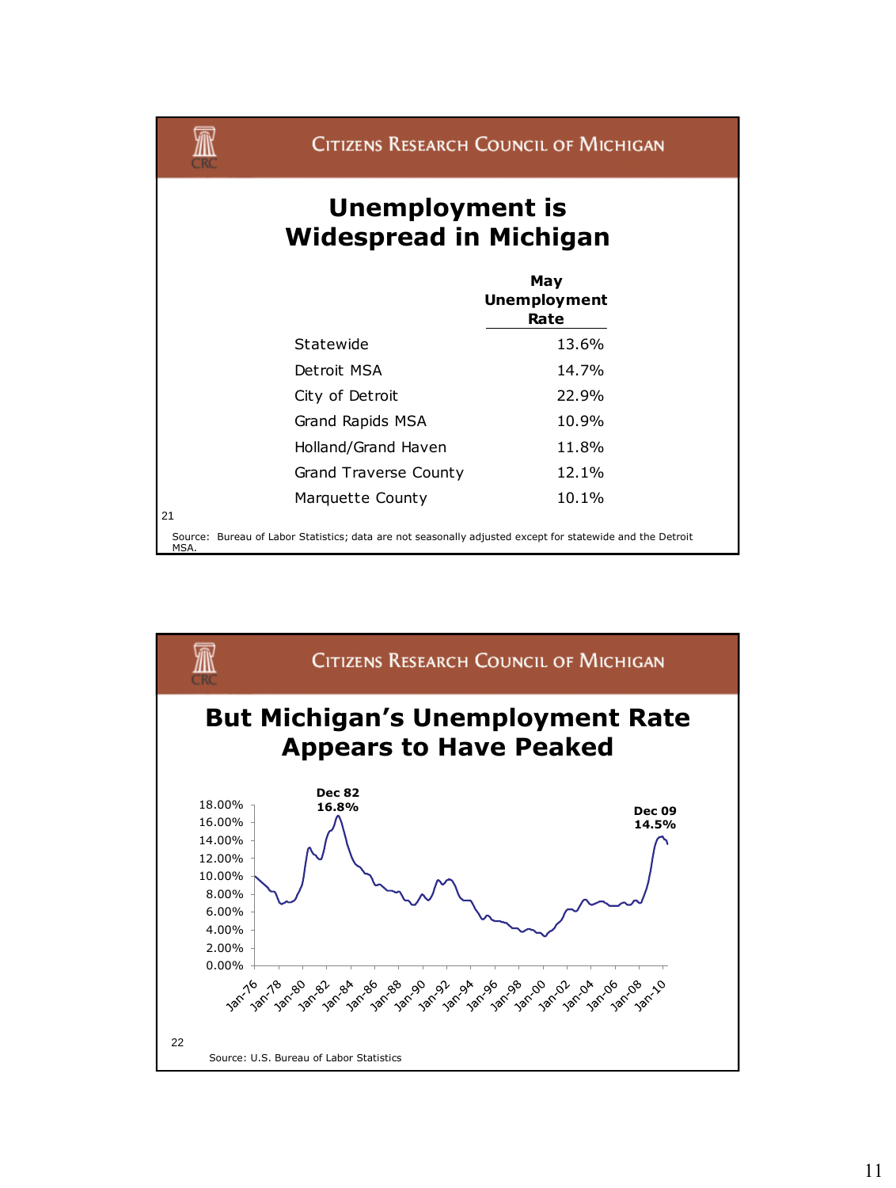CITIZENS RESEARCH COUNCIL OF MICHIGAN

# Unemployment is Widespread in Michigan

| | May Unemployment Rate |
|---|---|
| Statewide | 13.6% |
| Detroit MSA | 14.7% |
| City of Detroit | 22.9% |
| Grand Rapids MSA | 10.9% |
| Holland/Grand Haven | 11.8% |
| Grand Traverse County | 12.1% |
| Marquette County | 10.1% |

Source: Bureau of Labor Statistics; data are not seasonally adjusted except for statewide and the Detroit MSA.

CITIZENS RESEARCH COUNCIL OF MICHIGAN

# But Michigan's Unemployment Rate Appears to Have Peaked

Dec 82 16.8%

Dec 09 14.5%

18.00%, 16.00%, 14.00%, 12.00%, 10.00%, 8.00%, 6.00%, 4.00%, 2.00%, 0.00%

Jan-76, Jan-78, Jan-80, Jan-82, Jan-84, Jan-86, Jan-88, Jan-90, Jan-92, Jan-94, Jan-96, Jan-98, Jan-00, Jan-02, Jan-04, Jan-06, Jan-08, Jan-10

Source: U.S. Bureau of Labor Statistics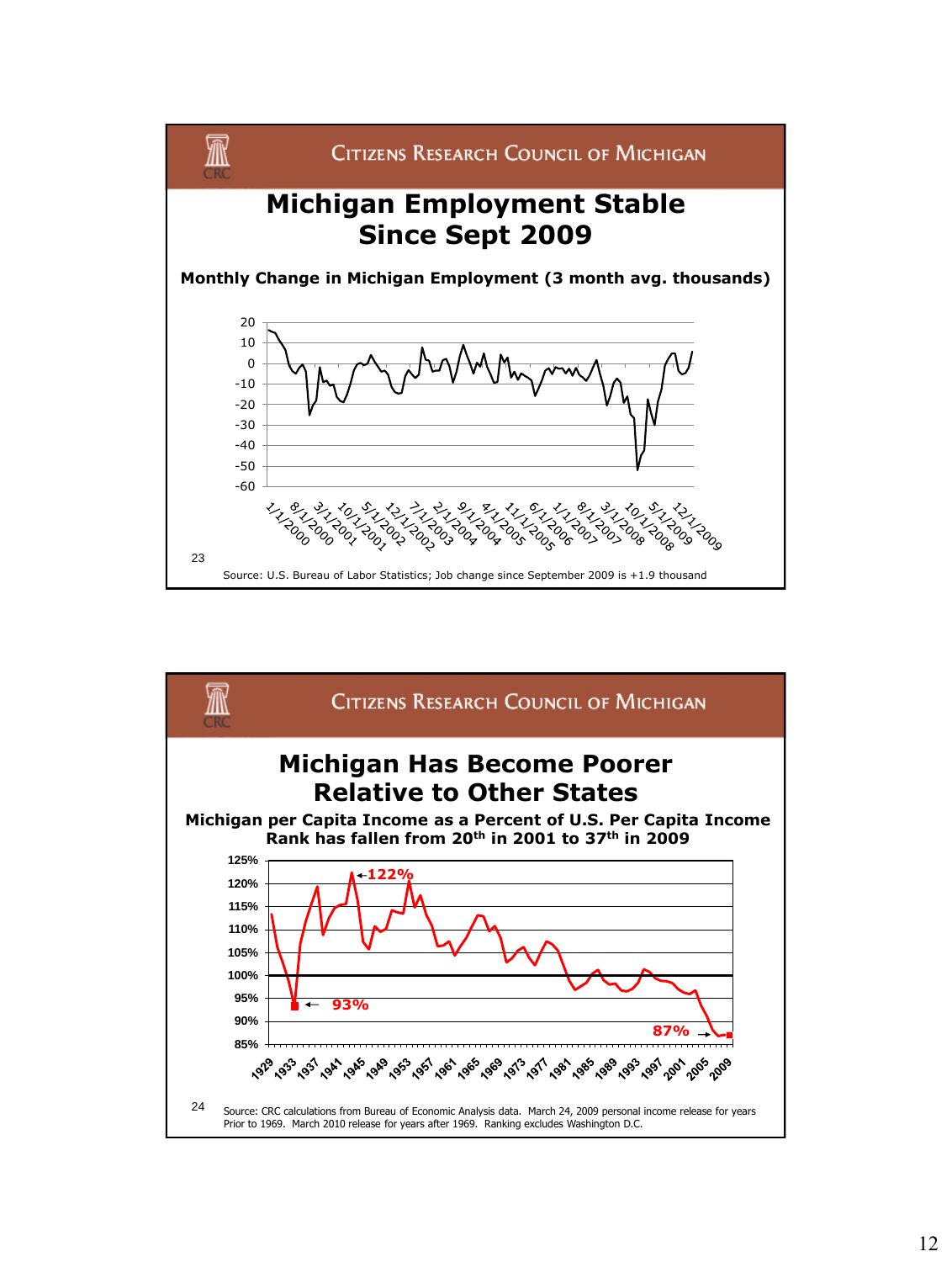## Citizens Research Council of Michigan

# Michigan Employment Stable Since Sept 2009

**Monthly Change in Michigan Employment (3 month avg. thousands)**

Source: U.S. Bureau of Labor Statistics; Job change since September 2009 is +1.9 thousand

## Citizens Research Council of Michigan

# Michigan Has Become Poorer Relative to Other States

**Michigan per Capita Income as a Percent of U.S. Per Capita Income**
**Rank has fallen from 20th in 2001 to 37th in 2009**

Source: CRC calculations from Bureau of Economic Analysis data. March 24, 2009 personal income release for years Prior to 1969. March 2010 release for years after 1969. Ranking excludes Washington D.C.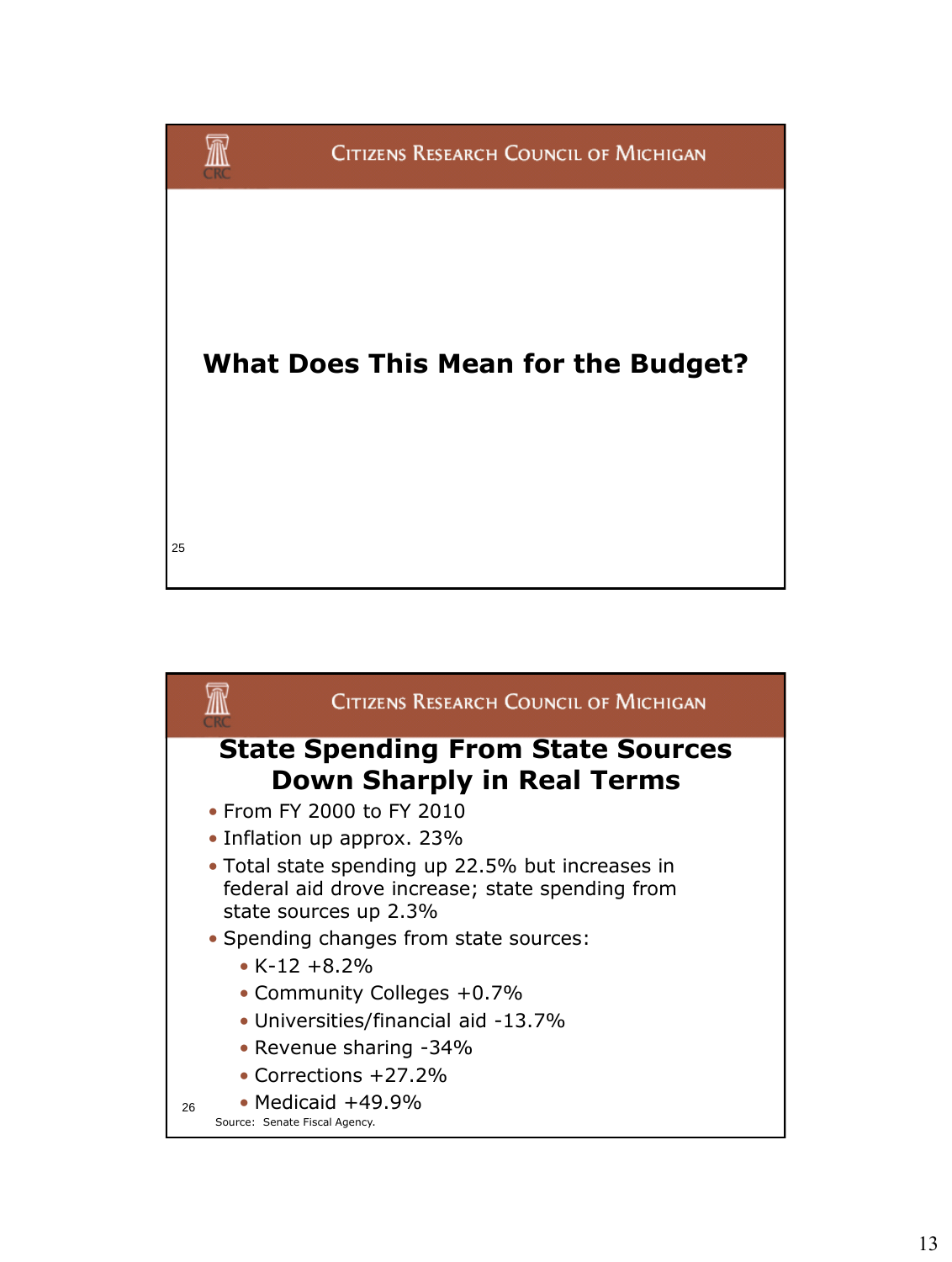## What Does This Mean for the Budget?

## State Spending From State Sources Down Sharply in Real Terms

- From FY 2000 to FY 2010
- Inflation up approx. 23%
- Total state spending up 22.5% but increases in federal aid drove increase; state spending from state sources up 2.3%
- Spending changes from state sources:
  - K-12 +8.2%
  - Community Colleges +0.7%
  - Universities/financial aid -13.7%
  - Revenue sharing -34%
  - Corrections +27.2%
  - Medicaid +49.9%

Source: Senate Fiscal Agency.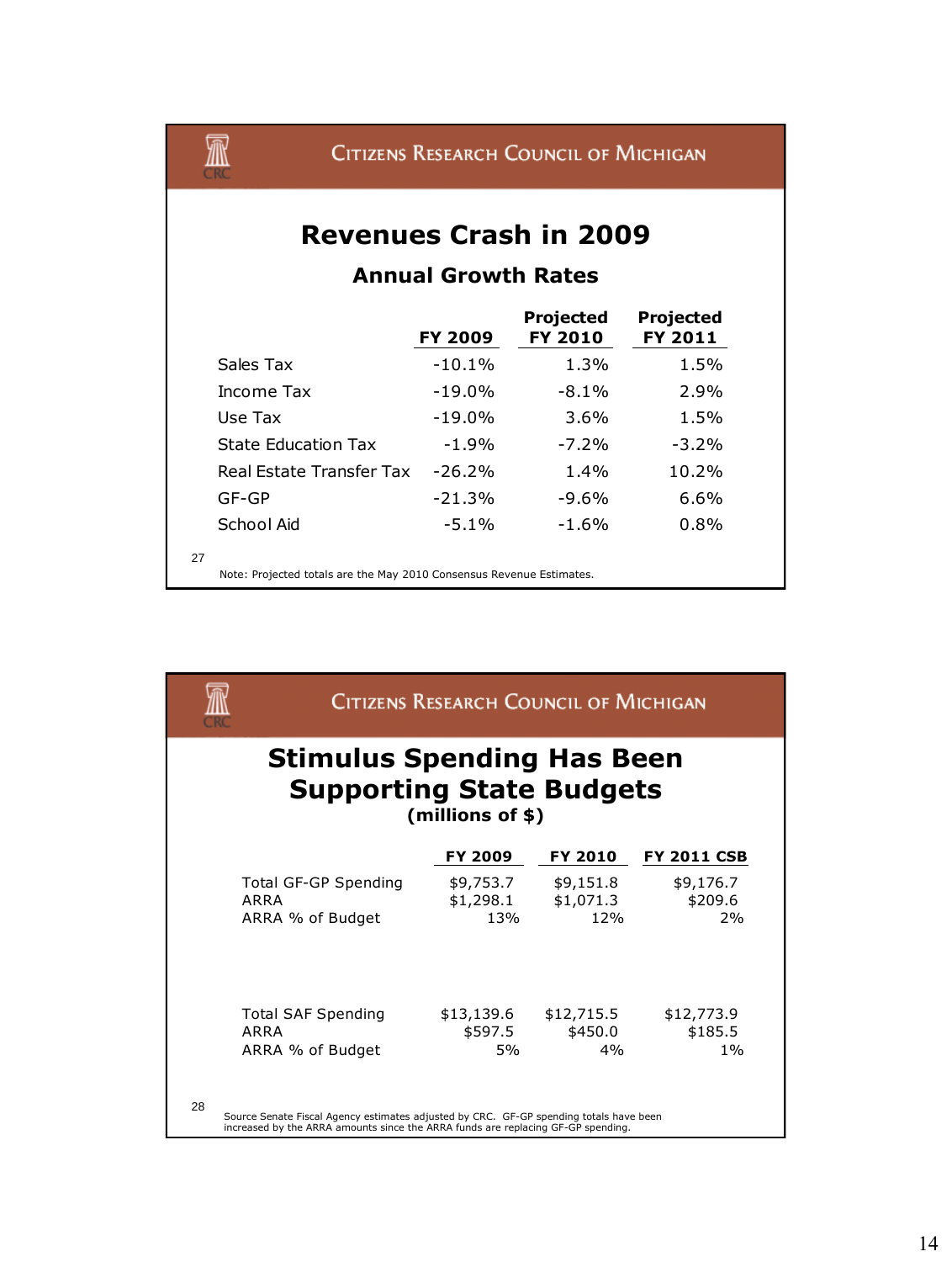Citizens Research Council of Michigan

## Revenues Crash in 2009

### Annual Growth Rates

| | FY 2009 | Projected FY 2010 | Projected FY 2011 |
|---|---|---|---|
| Sales Tax | -10.1% | 1.3% | 1.5% |
| Income Tax | -19.0% | -8.1% | 2.9% |
| Use Tax | -19.0% | 3.6% | 1.5% |
| State Education Tax | -1.9% | -7.2% | -3.2% |
| Real Estate Transfer Tax | -26.2% | 1.4% | 10.2% |
| GF-GP | -21.3% | -9.6% | 6.6% |
| School Aid | -5.1% | -1.6% | 0.8% |

27

Note: Projected totals are the May 2010 Consensus Revenue Estimates.

Citizens Research Council of Michigan

## Stimulus Spending Has Been Supporting State Budgets

**(millions of $)**

| | FY 2009 | FY 2010 | FY 2011 CSB |
|---|---|---|---|
| Total GF-GP Spending | $9,753.7 | $9,151.8 | $9,176.7 |
| ARRA | $1,298.1 | $1,071.3 | $209.6 |
| ARRA % of Budget | 13% | 12% | 2% |
| | | | |
| Total SAF Spending | $13,139.6 | $12,715.5 | $12,773.9 |
| ARRA | $597.5 | $450.0 | $185.5 |
| ARRA % of Budget | 5% | 4% | 1% |

28

Source Senate Fiscal Agency estimates adjusted by CRC. GF-GP spending totals have been increased by the ARRA amounts since the ARRA funds are replacing GF-GP spending.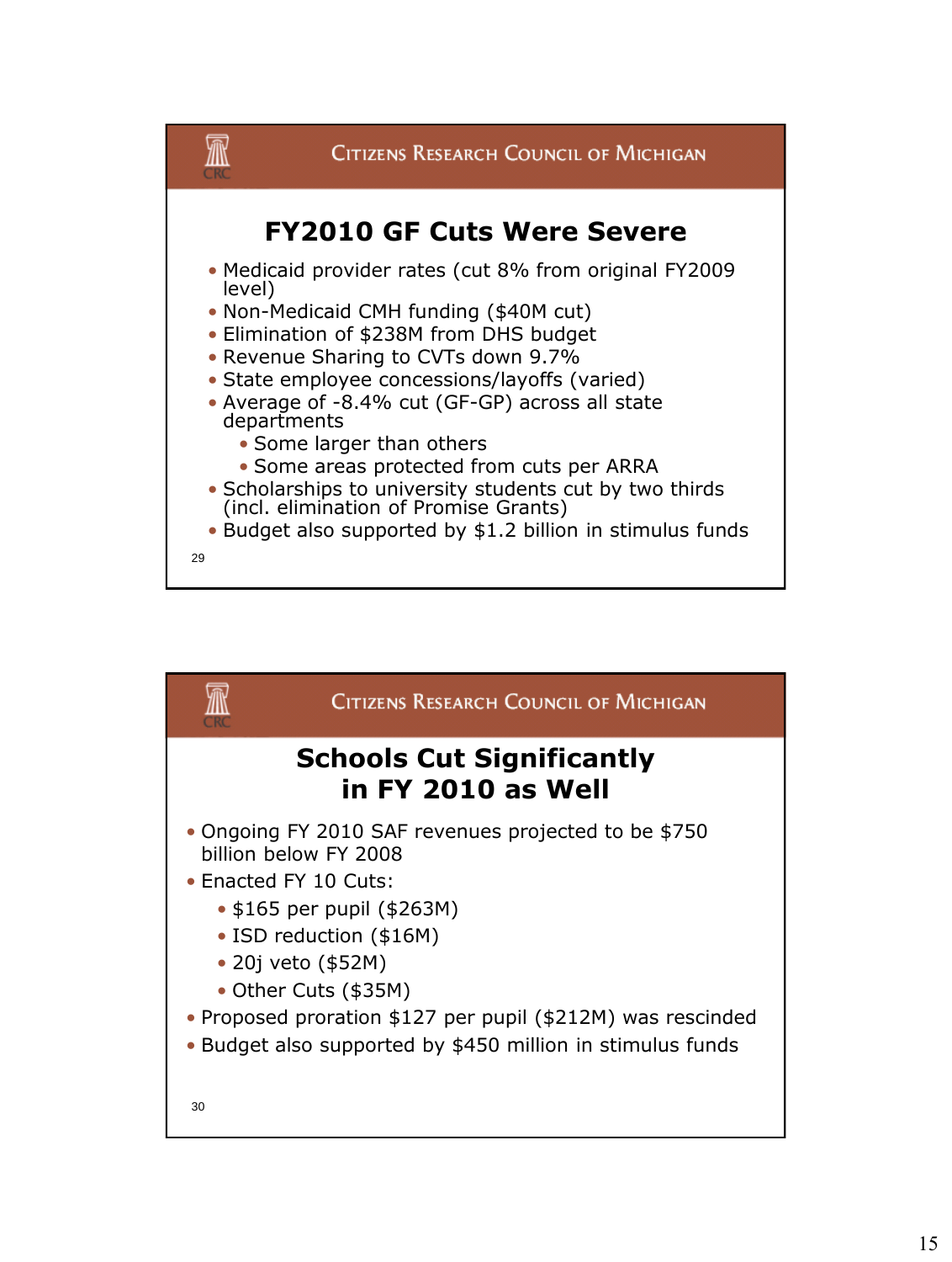## FY2010 GF Cuts Were Severe

- Medicaid provider rates (cut 8% from original FY2009 level)
- Non-Medicaid CMH funding ($40M cut)
- Elimination of $238M from DHS budget
- Revenue Sharing to CVTs down 9.7%
- State employee concessions/layoffs (varied)
- Average of -8.4% cut (GF-GP) across all state departments
  - Some larger than others
  - Some areas protected from cuts per ARRA
- Scholarships to university students cut by two thirds (incl. elimination of Promise Grants)
- Budget also supported by $1.2 billion in stimulus funds

## Schools Cut Significantly in FY 2010 as Well

- Ongoing FY 2010 SAF revenues projected to be $750 billion below FY 2008
- Enacted FY 10 Cuts:
  - $165 per pupil ($263M)
  - ISD reduction ($16M)
  - 20j veto ($52M)
  - Other Cuts ($35M)
- Proposed proration $127 per pupil ($212M) was rescinded
- Budget also supported by $450 million in stimulus funds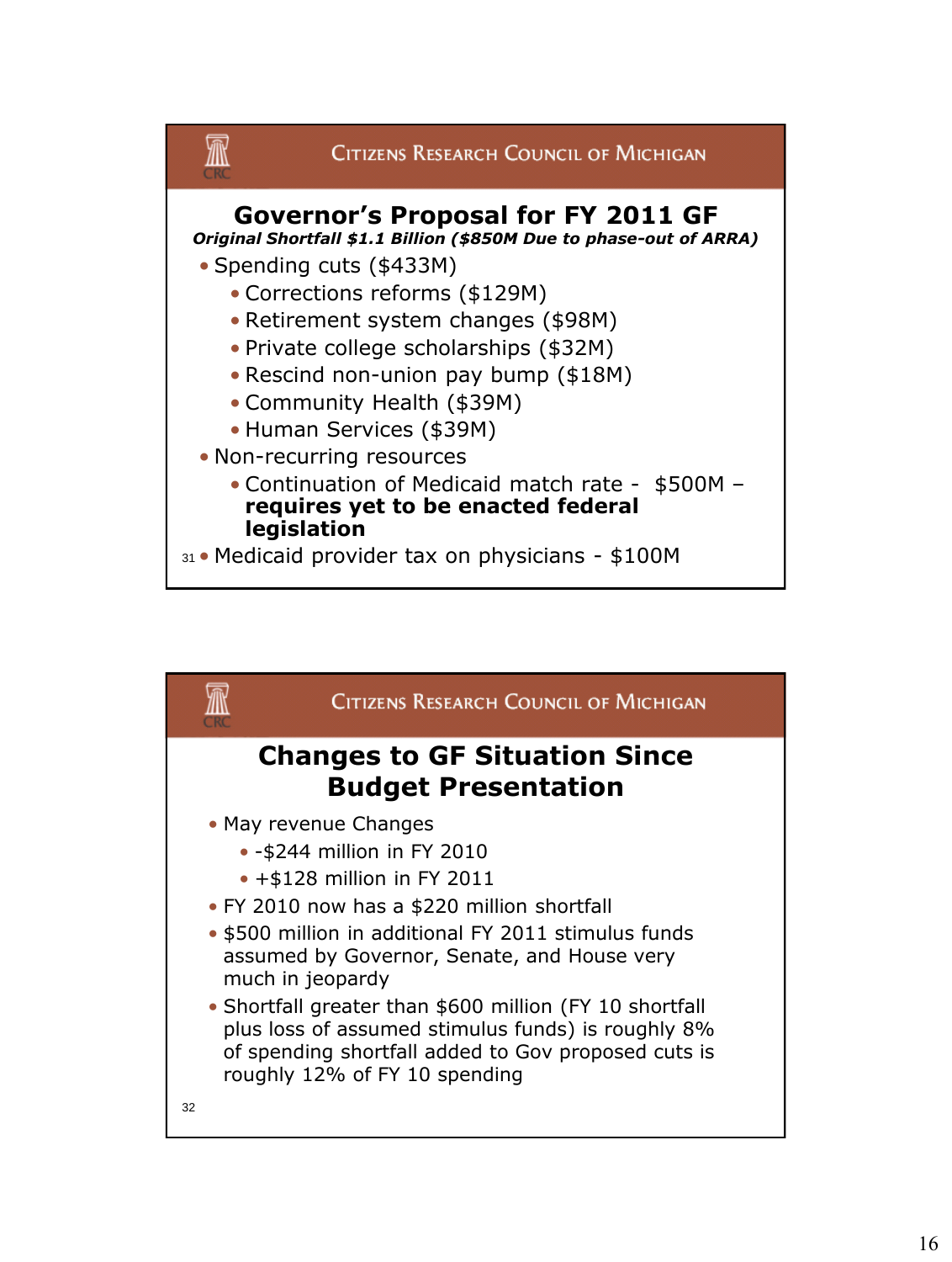Citizens Research Council of Michigan

## Governor's Proposal for FY 2011 GF

***Original Shortfall $1.1 Billion ($850M Due to phase-out of ARRA)***

- Spending cuts ($433M)
  - Corrections reforms ($129M)
  - Retirement system changes ($98M)
  - Private college scholarships ($32M)
  - Rescind non-union pay bump ($18M)
  - Community Health ($39M)
  - Human Services ($39M)
- Non-recurring resources
  - Continuation of Medicaid match rate - $500M – **requires yet to be enacted federal legislation**
- Medicaid provider tax on physicians - $100M

Citizens Research Council of Michigan

## Changes to GF Situation Since Budget Presentation

- May revenue Changes
  - -$244 million in FY 2010
  - +$128 million in FY 2011
- FY 2010 now has a $220 million shortfall
- $500 million in additional FY 2011 stimulus funds assumed by Governor, Senate, and House very much in jeopardy
- Shortfall greater than $600 million (FY 10 shortfall plus loss of assumed stimulus funds) is roughly 8% of spending shortfall added to Gov proposed cuts is roughly 12% of FY 10 spending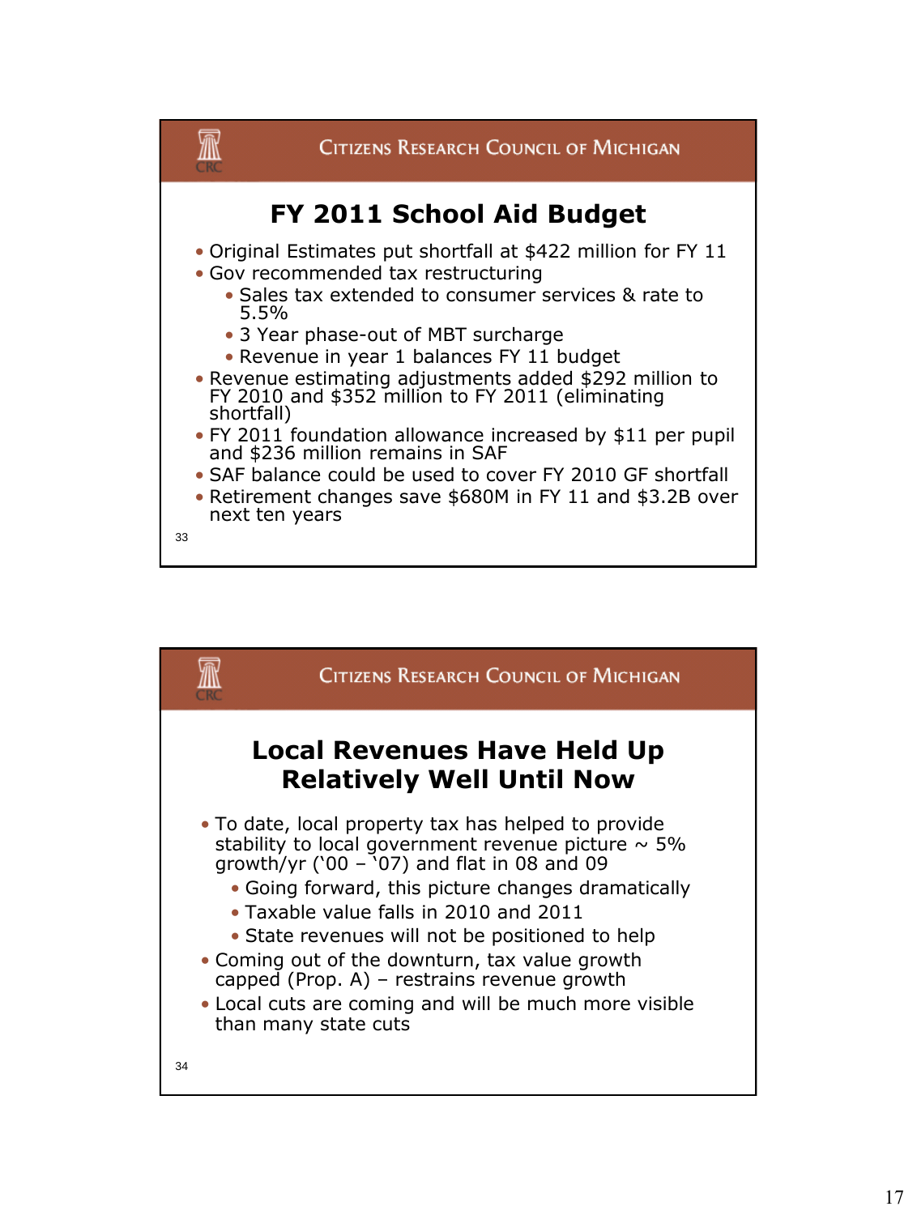Citizens Research Council of Michigan

## FY 2011 School Aid Budget

- Original Estimates put shortfall at $422 million for FY 11
- Gov recommended tax restructuring
  - Sales tax extended to consumer services & rate to 5.5%
  - 3 Year phase-out of MBT surcharge
  - Revenue in year 1 balances FY 11 budget
- Revenue estimating adjustments added $292 million to FY 2010 and $352 million to FY 2011 (eliminating shortfall)
- FY 2011 foundation allowance increased by $11 per pupil and $236 million remains in SAF
- SAF balance could be used to cover FY 2010 GF shortfall
- Retirement changes save $680M in FY 11 and $3.2B over next ten years

Citizens Research Council of Michigan

## Local Revenues Have Held Up Relatively Well Until Now

- To date, local property tax has helped to provide stability to local government revenue picture ~ 5% growth/yr ('00 – '07) and flat in 08 and 09
  - Going forward, this picture changes dramatically
  - Taxable value falls in 2010 and 2011
  - State revenues will not be positioned to help
- Coming out of the downturn, tax value growth capped (Prop. A) – restrains revenue growth
- Local cuts are coming and will be much more visible than many state cuts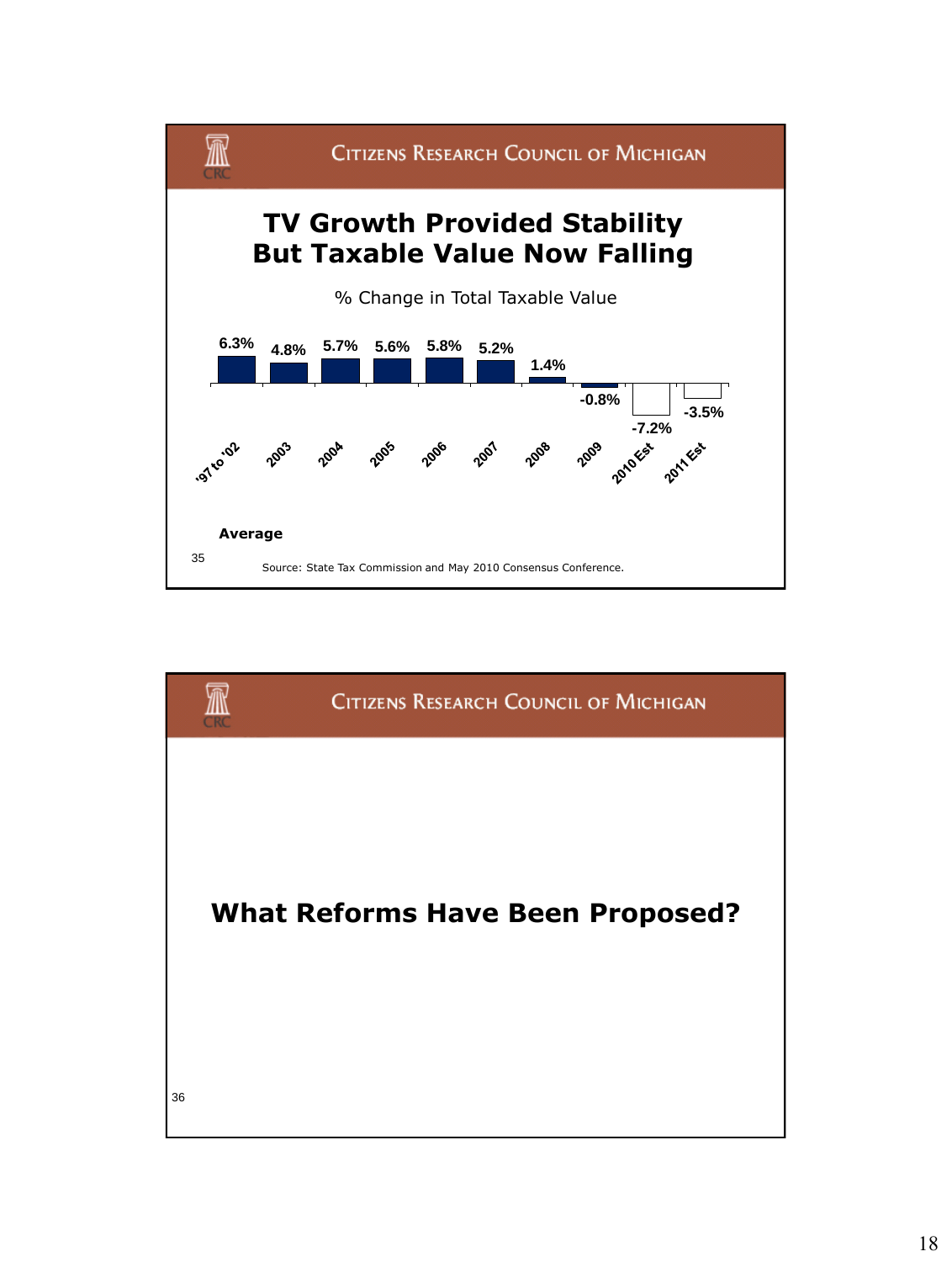Citizens Research Council of Michigan

## TV Growth Provided Stability But Taxable Value Now Falling

% Change in Total Taxable Value

| '97 to '02 Average | 2003 | 2004 | 2005 | 2006 | 2007 | 2008 | 2009 | 2010 Est | 2011 Est |
|---|---|---|---|---|---|---|---|---|---|
| 6.3% | 4.8% | 5.7% | 5.6% | 5.8% | 5.2% | 1.4% | -0.8% | -7.2% | -3.5% |

Source: State Tax Commission and May 2010 Consensus Conference.

Citizens Research Council of Michigan

## What Reforms Have Been Proposed?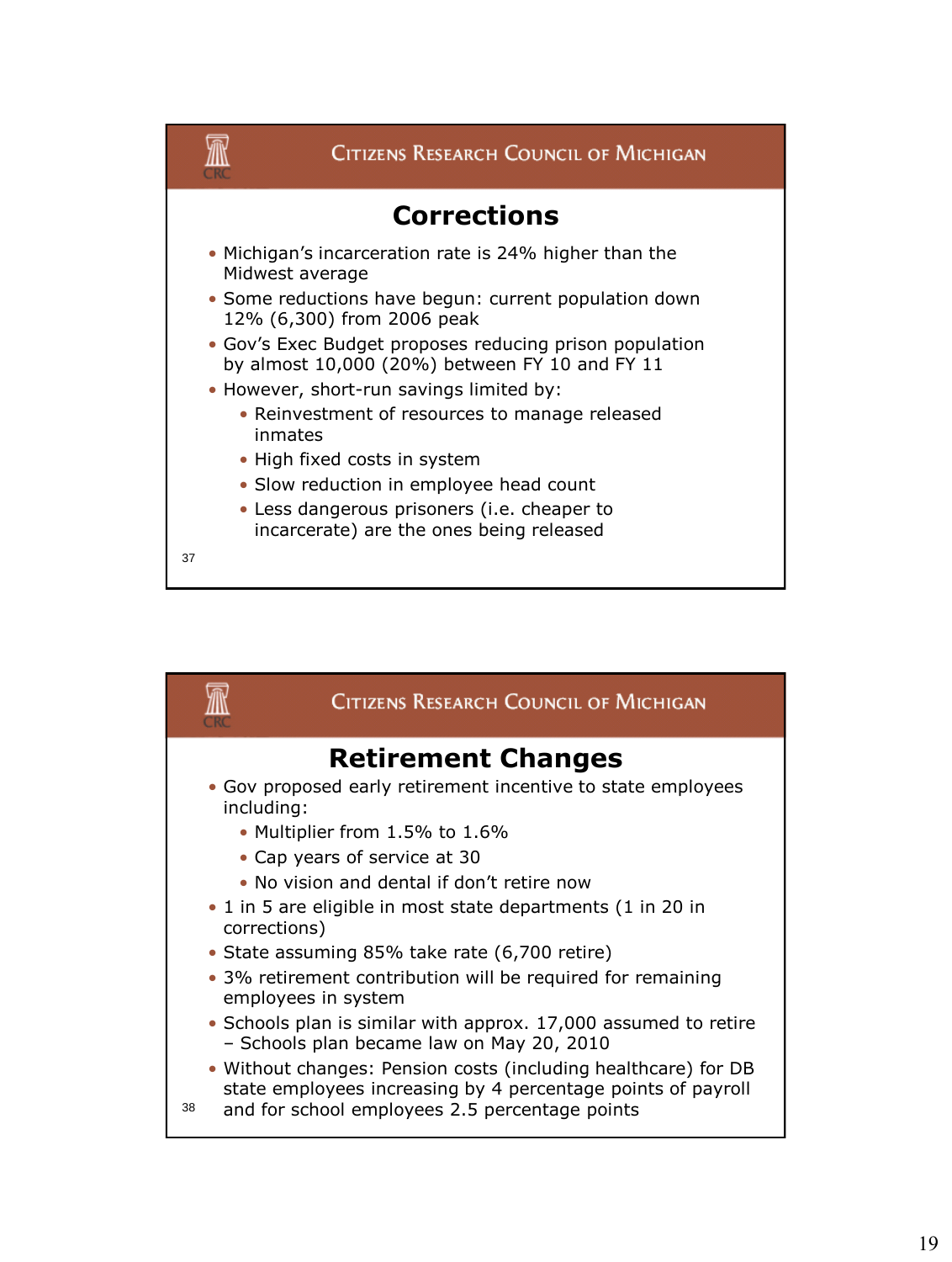CITIZENS RESEARCH COUNCIL OF MICHIGAN

## Corrections

- Michigan's incarceration rate is 24% higher than the Midwest average
- Some reductions have begun: current population down 12% (6,300) from 2006 peak
- Gov's Exec Budget proposes reducing prison population by almost 10,000 (20%) between FY 10 and FY 11
- However, short-run savings limited by:
  - Reinvestment of resources to manage released inmates
  - High fixed costs in system
  - Slow reduction in employee head count
  - Less dangerous prisoners (i.e. cheaper to incarcerate) are the ones being released

37

CITIZENS RESEARCH COUNCIL OF MICHIGAN

## Retirement Changes

- Gov proposed early retirement incentive to state employees including:
  - Multiplier from 1.5% to 1.6%
  - Cap years of service at 30
  - No vision and dental if don't retire now
- 1 in 5 are eligible in most state departments (1 in 20 in corrections)
- State assuming 85% take rate (6,700 retire)
- 3% retirement contribution will be required for remaining employees in system
- Schools plan is similar with approx. 17,000 assumed to retire – Schools plan became law on May 20, 2010
- Without changes: Pension costs (including healthcare) for DB state employees increasing by 4 percentage points of payroll and for school employees 2.5 percentage points

38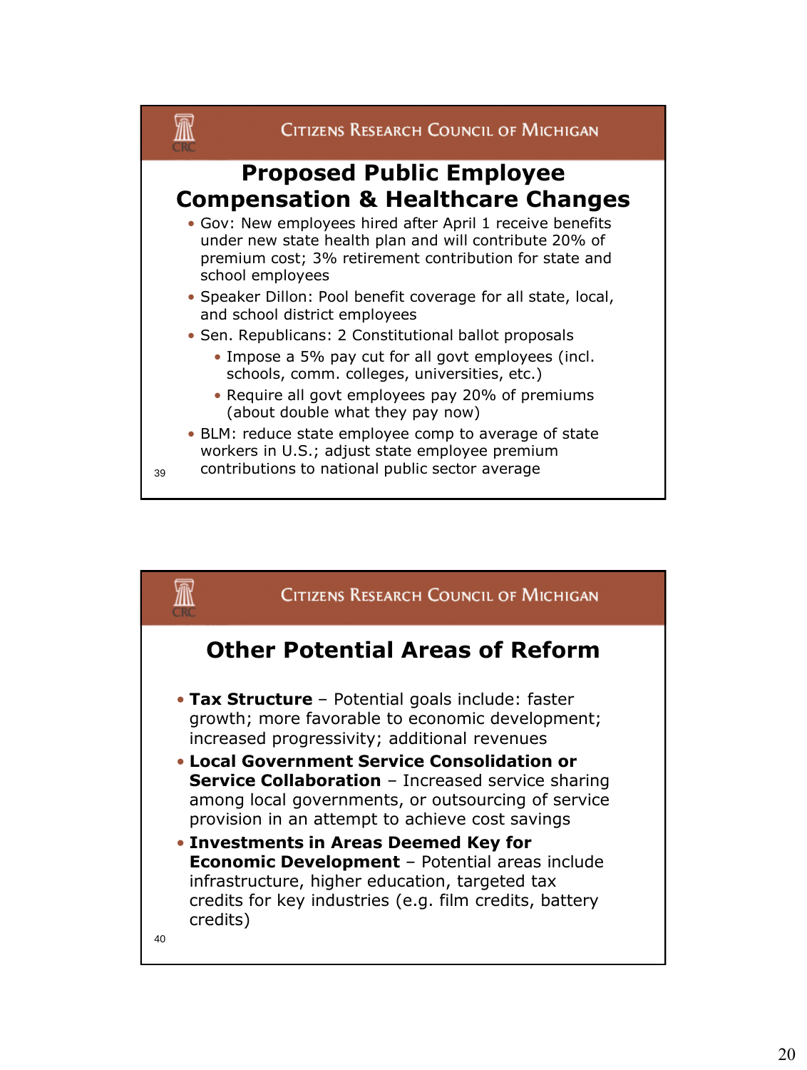## Proposed Public Employee Compensation & Healthcare Changes

- Gov: New employees hired after April 1 receive benefits under new state health plan and will contribute 20% of premium cost; 3% retirement contribution for state and school employees
- Speaker Dillon: Pool benefit coverage for all state, local, and school district employees
- Sen. Republicans: 2 Constitutional ballot proposals
  - Impose a 5% pay cut for all govt employees (incl. schools, comm. colleges, universities, etc.)
  - Require all govt employees pay 20% of premiums (about double what they pay now)
- BLM: reduce state employee comp to average of state workers in U.S.; adjust state employee premium contributions to national public sector average

## Other Potential Areas of Reform

- **Tax Structure** – Potential goals include: faster growth; more favorable to economic development; increased progressivity; additional revenues
- **Local Government Service Consolidation or Service Collaboration** – Increased service sharing among local governments, or outsourcing of service provision in an attempt to achieve cost savings
- **Investments in Areas Deemed Key for Economic Development** – Potential areas include infrastructure, higher education, targeted tax credits for key industries (e.g. film credits, battery credits)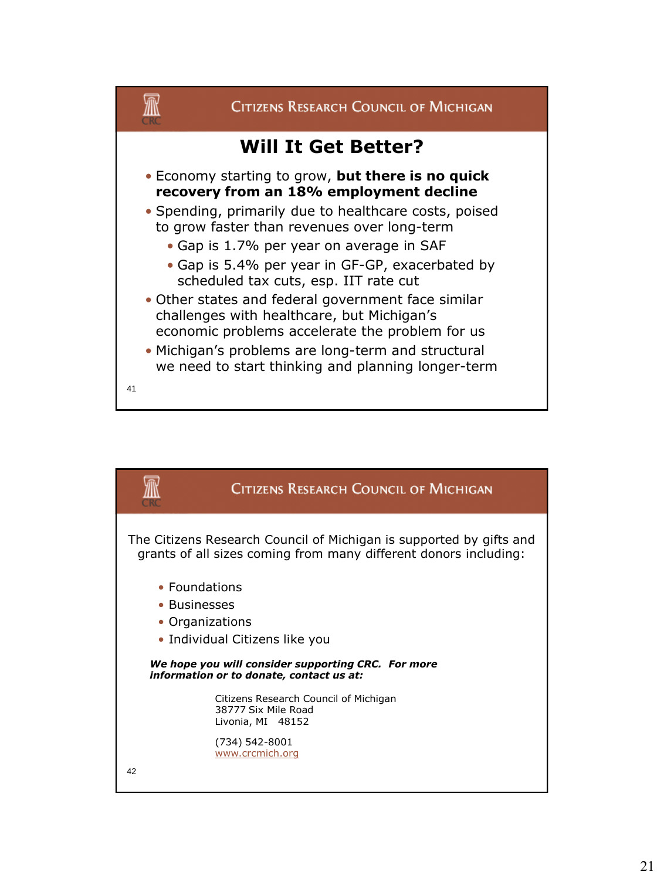## Will It Get Better?

- Economy starting to grow, **but there is no quick recovery from an 18% employment decline**
- Spending, primarily due to healthcare costs, poised to grow faster than revenues over long-term
  - Gap is 1.7% per year on average in SAF
  - Gap is 5.4% per year in GF-GP, exacerbated by scheduled tax cuts, esp. IIT rate cut
- Other states and federal government face similar challenges with healthcare, but Michigan's economic problems accelerate the problem for us
- Michigan's problems are long-term and structural we need to start thinking and planning longer-term

---

The Citizens Research Council of Michigan is supported by gifts and grants of all sizes coming from many different donors including:

- Foundations
- Businesses
- Organizations
- Individual Citizens like you

***We hope you will consider supporting CRC. For more information or to donate, contact us at:***

Citizens Research Council of Michigan
38777 Six Mile Road
Livonia, MI 48152

(734) 542-8001
www.crcmich.org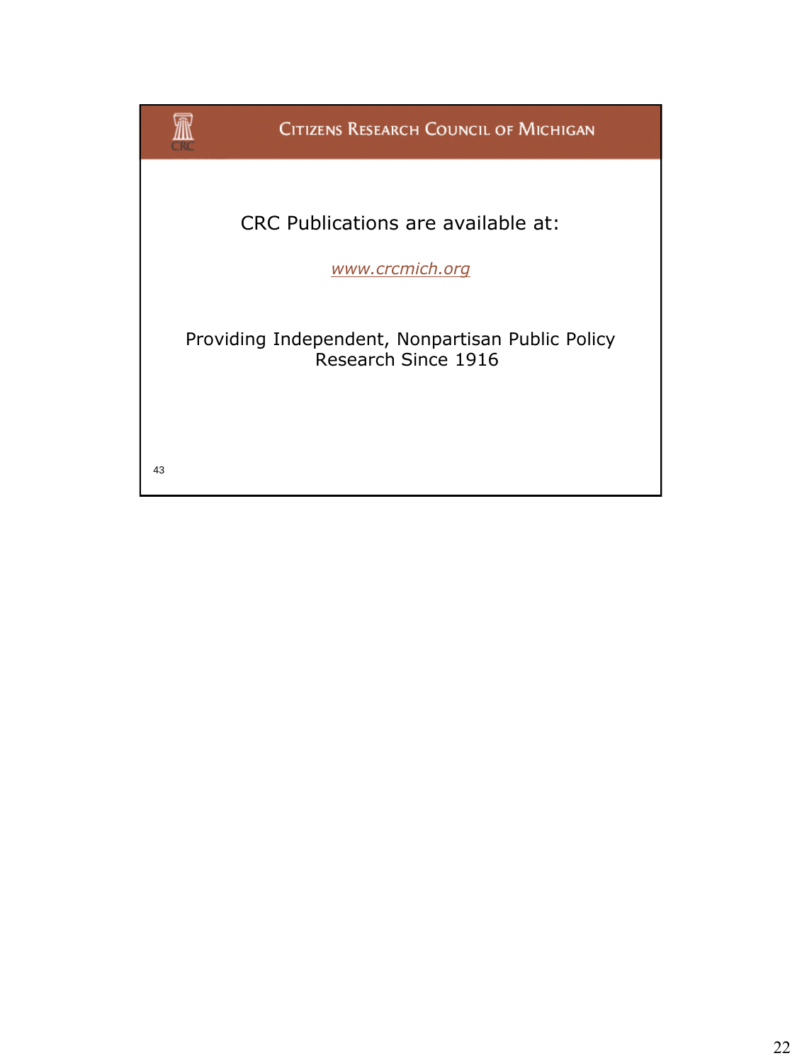Citizens Research Council of Michigan

CRC Publications are available at:

*www.crcmich.org*

Providing Independent, Nonpartisan Public Policy Research Since 1916

43